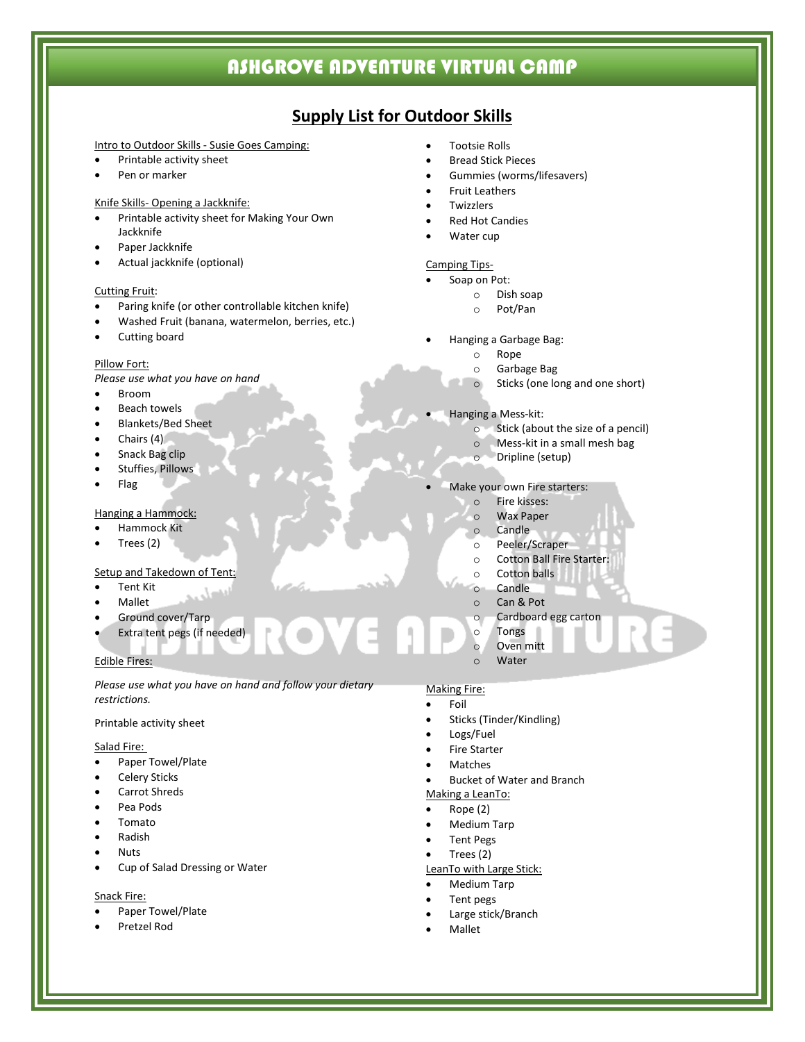# ASHGROVE ADVENTURE VIRTUAL CAMP

## Supply List for Outdoor Skills

Intro to Outdoor Skills - Susie Goes Camping:

- Printable activity sheet
- Pen or marker

Knife Skills- Opening a Jackknife:

- Printable activity sheet for Making Your Own Jackknife
- Paper Jackknife
- Actual jackknife (optional)

Cutting Fruit:

- Paring knife (or other controllable kitchen knife)
- Washed Fruit (banana, watermelon, berries, etc.)
- Cutting board

Pillow Fort:

*Please use what you have on hand*

- Broom
- Beach towels
- Blankets/Bed Sheet
- Chairs (4)
- Snack Bag clip
- Stuffies, Pillows
- Flag

Hanging a Hammock:

- Hammock Kit
- Trees (2)

Setup and Takedown of Tent:

- Tent Kit
- Mallet
- Ground cover/Tarp
- Extra tent pegs (if needed)

Edible Fires:

*Please use what you have on hand and follow your dietary restrictions.*

Printable activity sheet

Salad Fire:

- Paper Towel/Plate
- Celery Sticks
- Carrot Shreds
- Pea Pods
- Tomato
- Radish
- Nuts
- Cup of Salad Dressing or Water

Snack Fire:

- Paper Towel/Plate
- Pretzel Rod
- Tootsie Rolls
- Bread Stick Pieces
- Gummies (worms/lifesavers)
- Fruit Leathers
- Twizzlers
- Red Hot Candies
- Water cup

Camping Tips-

- Soap on Pot:
  - Dish soap
  - Pot/Pan
- Hanging a Garbage Bag:
  - Rope
  - Garbage Bag
  - Sticks (one long and one short)
- Hanging a Mess-kit:
  - Stick (about the size of a pencil)
  - Mess-kit in a small mesh bag
  - Dripline (setup)
- Make your own Fire starters:
  - Fire kisses:
  - Wax Paper
  - Candle
  - Peeler/Scraper
  - Cotton Ball Fire Starter:
  - Cotton balls
  - Candle
  - Can & Pot
  - Cardboard egg carton
  - Tongs
  - Oven mitt
  - Water

Making Fire:

- Foil
- Sticks (Tinder/Kindling)
- Logs/Fuel
- Fire Starter
- Matches
- Bucket of Water and Branch

Making a LeanTo:

- Rope (2)
- Medium Tarp
- Tent Pegs
- Trees (2)

LeanTo with Large Stick:

- Medium Tarp
- Tent pegs
- Large stick/Branch
- Mallet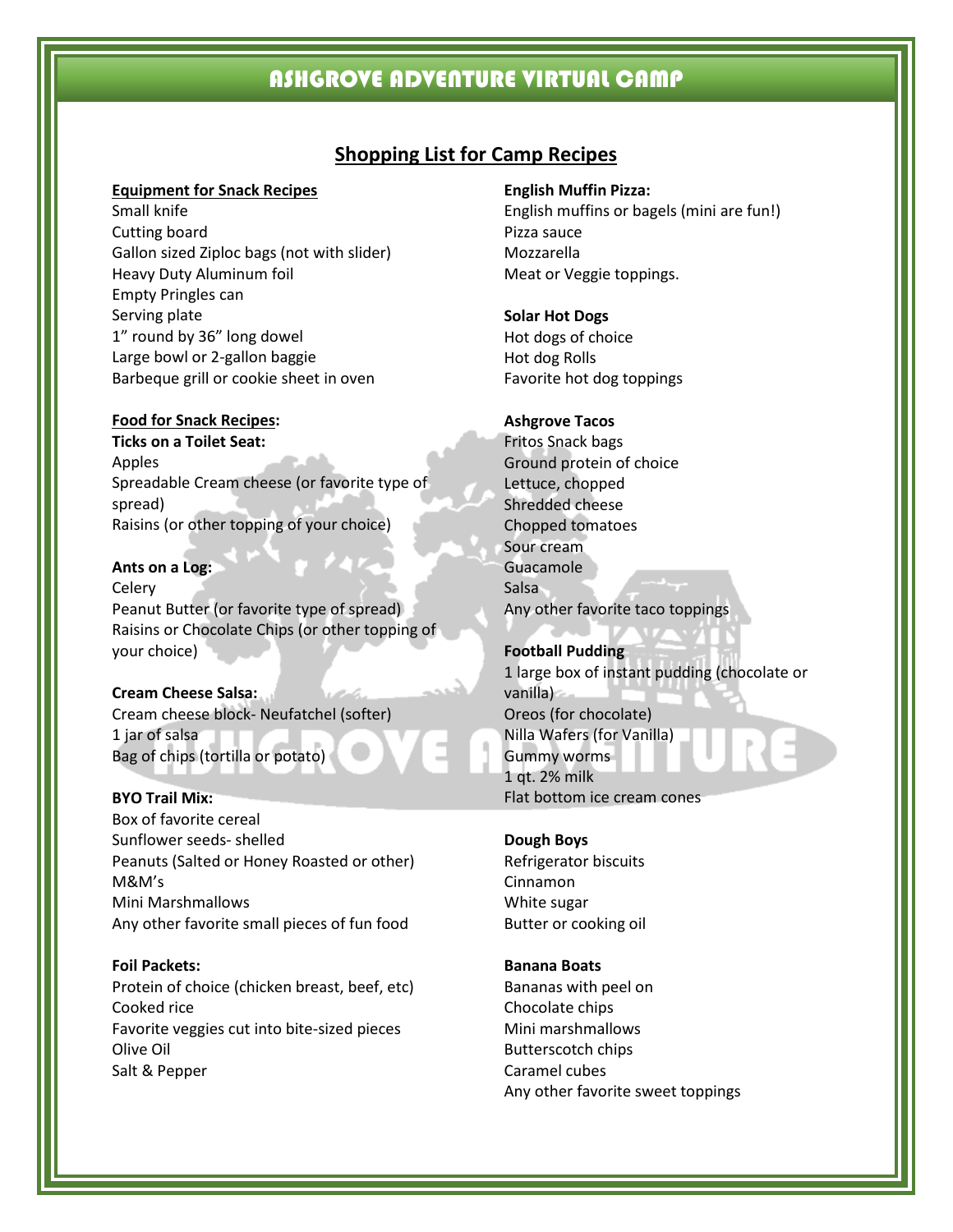# ASHGROVE ADVENTURE VIRTUAL CAMP

## Shopping List for Camp Recipes

**Equipment for Snack Recipes**

Small knife
Cutting board
Gallon sized Ziploc bags (not with slider)
Heavy Duty Aluminum foil
Empty Pringles can
Serving plate
1" round by 36" long dowel
Large bowl or 2-gallon baggie
Barbeque grill or cookie sheet in oven

**Food for Snack Recipes:**

**Ticks on a Toilet Seat:**
Apples
Spreadable Cream cheese (or favorite type of spread)
Raisins (or other topping of your choice)

**Ants on a Log:**
Celery
Peanut Butter (or favorite type of spread)
Raisins or Chocolate Chips (or other topping of your choice)

**Cream Cheese Salsa:**
Cream cheese block- Neufatchel (softer)
1 jar of salsa
Bag of chips (tortilla or potato)

**BYO Trail Mix:**
Box of favorite cereal
Sunflower seeds- shelled
Peanuts (Salted or Honey Roasted or other)
M&M's
Mini Marshmallows
Any other favorite small pieces of fun food

**Foil Packets:**
Protein of choice (chicken breast, beef, etc)
Cooked rice
Favorite veggies cut into bite-sized pieces
Olive Oil
Salt & Pepper

**English Muffin Pizza:**
English muffins or bagels (mini are fun!)
Pizza sauce
Mozzarella
Meat or Veggie toppings.

**Solar Hot Dogs**
Hot dogs of choice
Hot dog Rolls
Favorite hot dog toppings

**Ashgrove Tacos**
Fritos Snack bags
Ground protein of choice
Lettuce, chopped
Shredded cheese
Chopped tomatoes
Sour cream
Guacamole
Salsa
Any other favorite taco toppings

**Football Pudding**
1 large box of instant pudding (chocolate or vanilla)
Oreos (for chocolate)
Nilla Wafers (for Vanilla)
Gummy worms
1 qt. 2% milk
Flat bottom ice cream cones

**Dough Boys**
Refrigerator biscuits
Cinnamon
White sugar
Butter or cooking oil

**Banana Boats**
Bananas with peel on
Chocolate chips
Mini marshmallows
Butterscotch chips
Caramel cubes
Any other favorite sweet toppings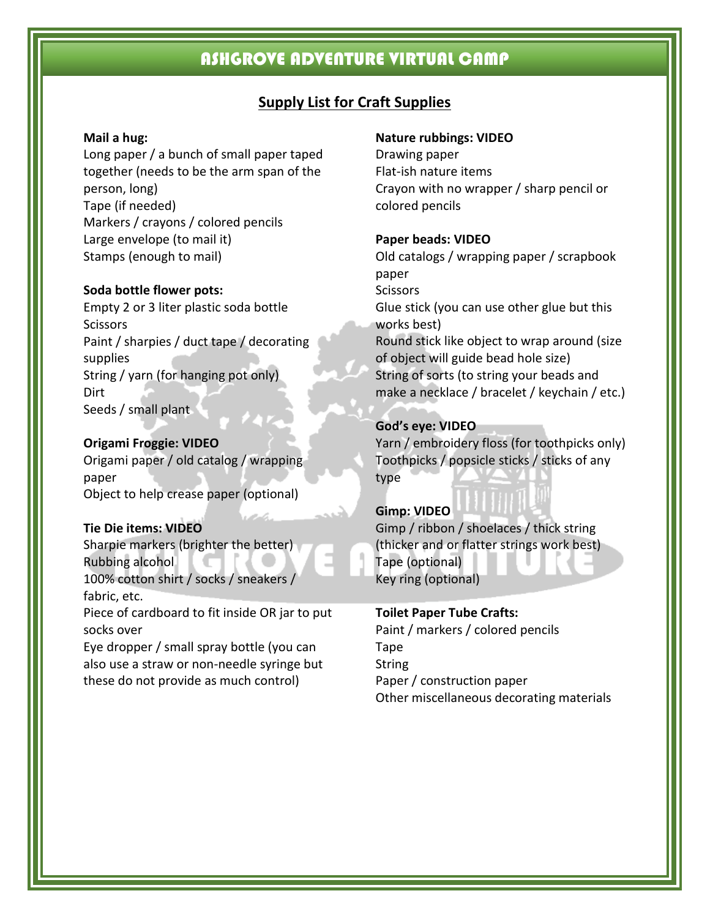# ASHGROVE ADVENTURE VIRTUAL CAMP

## Supply List for Craft Supplies

**Mail a hug:**
Long paper / a bunch of small paper taped together (needs to be the arm span of the person, long)
Tape (if needed)
Markers / crayons / colored pencils
Large envelope (to mail it)
Stamps (enough to mail)

**Soda bottle flower pots:**
Empty 2 or 3 liter plastic soda bottle
Scissors
Paint / sharpies / duct tape / decorating supplies
String / yarn (for hanging pot only)
Dirt
Seeds / small plant

**Origami Froggie: VIDEO**
Origami paper / old catalog / wrapping paper
Object to help crease paper (optional)

**Tie Die items: VIDEO**
Sharpie markers (brighter the better)
Rubbing alcohol
100% cotton shirt / socks / sneakers / fabric, etc.
Piece of cardboard to fit inside OR jar to put socks over
Eye dropper / small spray bottle (you can also use a straw or non-needle syringe but these do not provide as much control)

**Nature rubbings: VIDEO**
Drawing paper
Flat-ish nature items
Crayon with no wrapper / sharp pencil or colored pencils

**Paper beads: VIDEO**
Old catalogs / wrapping paper / scrapbook paper
Scissors
Glue stick (you can use other glue but this works best)
Round stick like object to wrap around (size of object will guide bead hole size)
String of sorts (to string your beads and make a necklace / bracelet / keychain / etc.)

**God's eye: VIDEO**
Yarn / embroidery floss (for toothpicks only)
Toothpicks / popsicle sticks / sticks of any type

**Gimp: VIDEO**
Gimp / ribbon / shoelaces / thick string (thicker and or flatter strings work best)
Tape (optional)
Key ring (optional)

**Toilet Paper Tube Crafts:**
Paint / markers / colored pencils
Tape
String
Paper / construction paper
Other miscellaneous decorating materials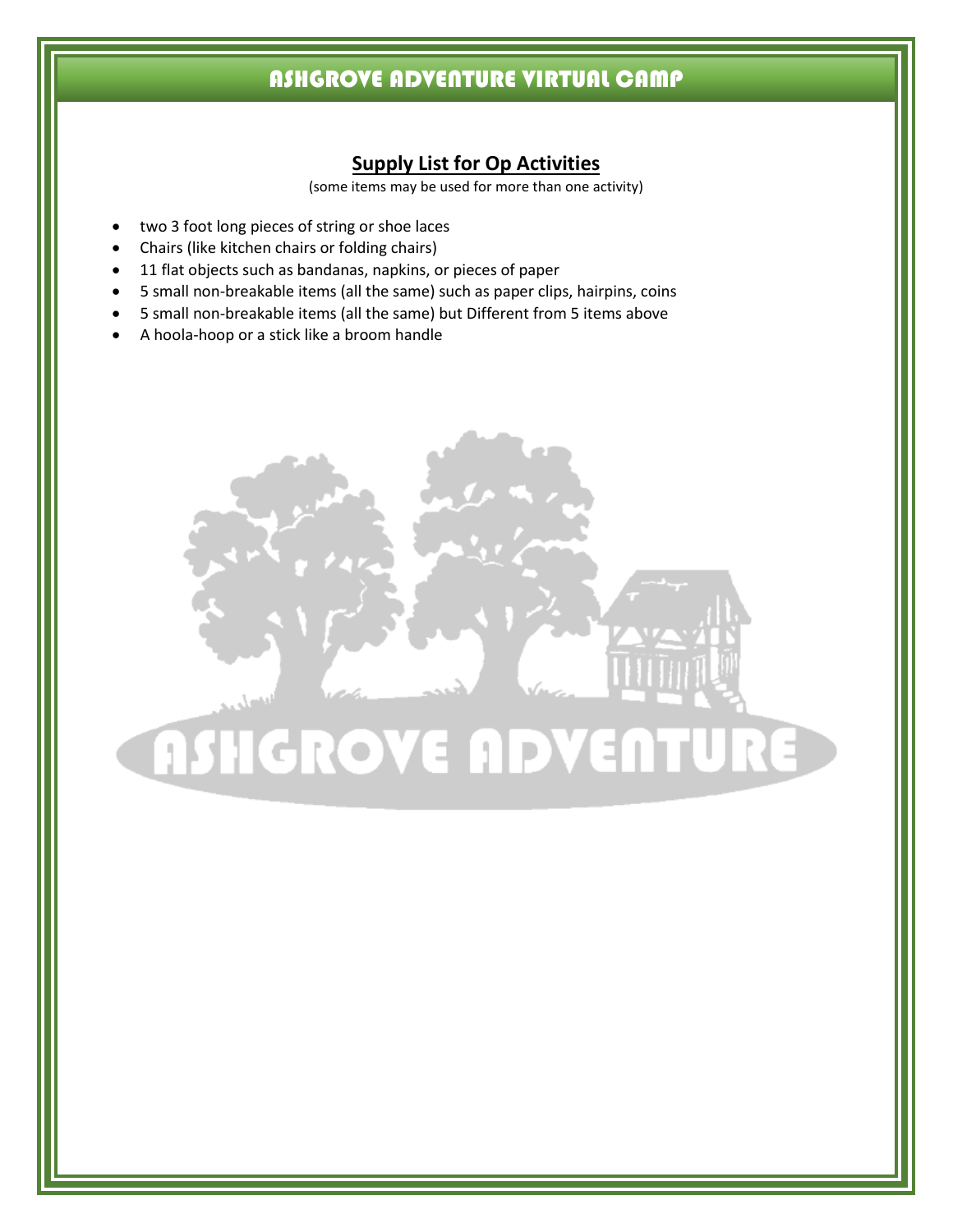# ASHGROVE ADVENTURE VIRTUAL CAMP

## Supply List for Op Activities

(some items may be used for more than one activity)

- two 3 foot long pieces of string or shoe laces
- Chairs (like kitchen chairs or folding chairs)
- 11 flat objects such as bandanas, napkins, or pieces of paper
- 5 small non-breakable items (all the same) such as paper clips, hairpins, coins
- 5 small non-breakable items (all the same) but Different from 5 items above
- A hoola-hoop or a stick like a broom handle